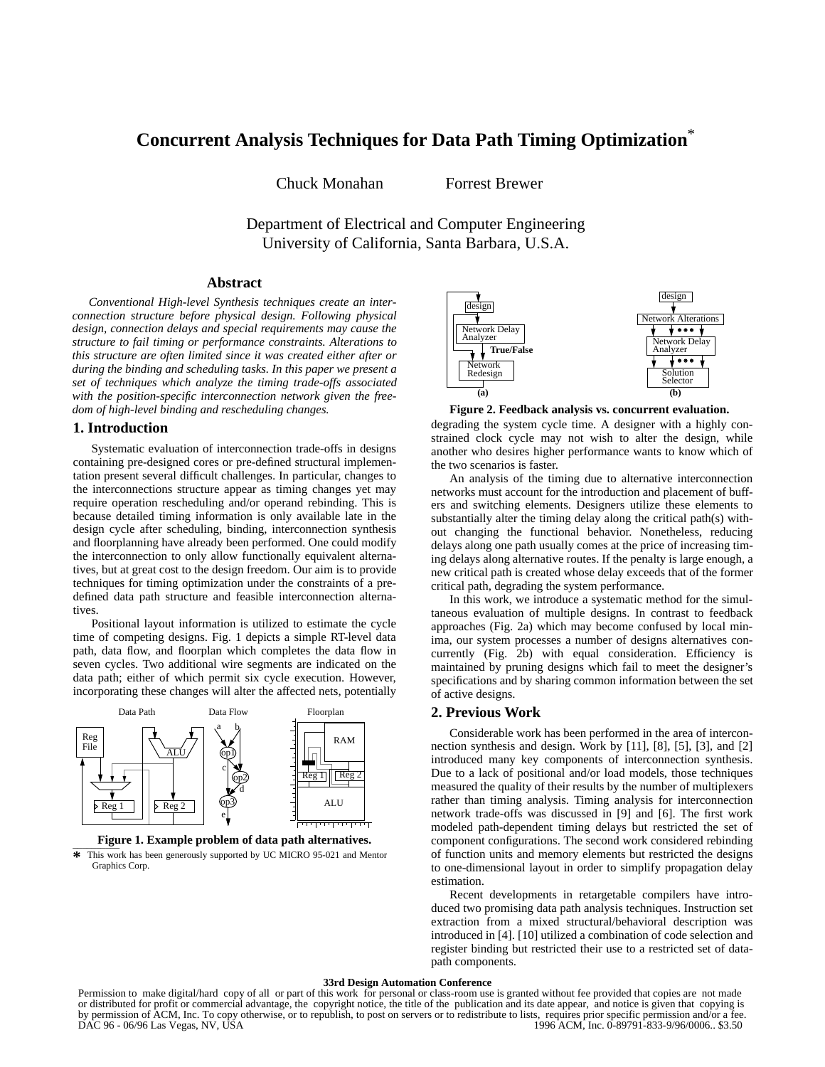# Concurrent Analysis Techniques for Data Path Timing Optimization*

Chuck Monahan    Forrest Brewer

Department of Electrical and Computer Engineering
University of California, Santa Barbara, U.S.A.

## Abstract

*Conventional High-level Synthesis techniques create an interconnection structure before physical design. Following physical design, connection delays and special requirements may cause the structure to fail timing or performance constraints. Alterations to this structure are often limited since it was created either after or during the binding and scheduling tasks. In this paper we present a set of techniques which analyze the timing trade-offs associated with the position-specific interconnection network given the freedom of high-level binding and rescheduling changes.*

## 1. Introduction

Systematic evaluation of interconnection trade-offs in designs containing pre-designed cores or pre-defined structural implementation present several difficult challenges. In particular, changes to the interconnections structure appear as timing changes yet may require operation rescheduling and/or operand rebinding. This is because detailed timing information is only available late in the design cycle after scheduling, binding, interconnection synthesis and floorplanning have already been performed. One could modify the interconnection to only allow functionally equivalent alternatives, but at great cost to the design freedom. Our aim is to provide techniques for timing optimization under the constraints of a predefined data path structure and feasible interconnection alternatives.

Positional layout information is utilized to estimate the cycle time of competing designs. Fig. 1 depicts a simple RT-level data path, data flow, and floorplan which completes the data flow in seven cycles. Two additional wire segments are indicated on the data path; either of which permit six cycle execution. However, incorporating these changes will alter the affected nets, potentially degrading the system cycle time. A designer with a highly constrained clock cycle may not wish to alter the design, while another who desires higher performance wants to know which of the two scenarios is faster.

Data Path
Reg File
ALU
Reg 1
Reg 2

Data Flow
a
b
op1
c
op2
d
op3
e

Floorplan
RAM
Reg 1
Reg 2
ALU

**Figure 1. Example problem of data path alternatives.**

\* This work has been generously supported by UC MICRO 95-021 and Mentor Graphics Corp.

design
Network Delay Analyzer
True/False
Network Redesign
(a)

design
Network Alterations
Network Delay Analyzer
Solution Selector
(b)

**Figure 2. Feedback analysis vs. concurrent evaluation.**

An analysis of the timing due to alternative interconnection networks must account for the introduction and placement of buffers and switching elements. Designers utilize these elements to substantially alter the timing delay along the critical path(s) without changing the functional behavior. Nonetheless, reducing delays along one path usually comes at the price of increasing timing delays along alternative routes. If the penalty is large enough, a new critical path is created whose delay exceeds that of the former critical path, degrading the system performance.

In this work, we introduce a systematic method for the simultaneous evaluation of multiple designs. In contrast to feedback approaches (Fig. 2a) which may become confused by local minima, our system processes a number of designs alternatives concurrently (Fig. 2b) with equal consideration. Efficiency is maintained by pruning designs which fail to meet the designer's specifications and by sharing common information between the set of active designs.

## 2. Previous Work

Considerable work has been performed in the area of interconnection synthesis and design. Work by [11], [8], [5], [3], and [2] introduced many key components of interconnection synthesis. Due to a lack of positional and/or load models, those techniques measured the quality of their results by the number of multiplexers rather than timing analysis. Timing analysis for interconnection network trade-offs was discussed in [9] and [6]. The first work modeled path-dependent timing delays but restricted the set of component configurations. The second work considered rebinding of function units and memory elements but restricted the designs to one-dimensional layout in order to simplify propagation delay estimation.

Recent developments in retargetable compilers have introduced two promising data path analysis techniques. Instruction set extraction from a mixed structural/behavioral description was introduced in [4]. [10] utilized a combination of code selection and register binding but restricted their use to a restricted set of datapath components.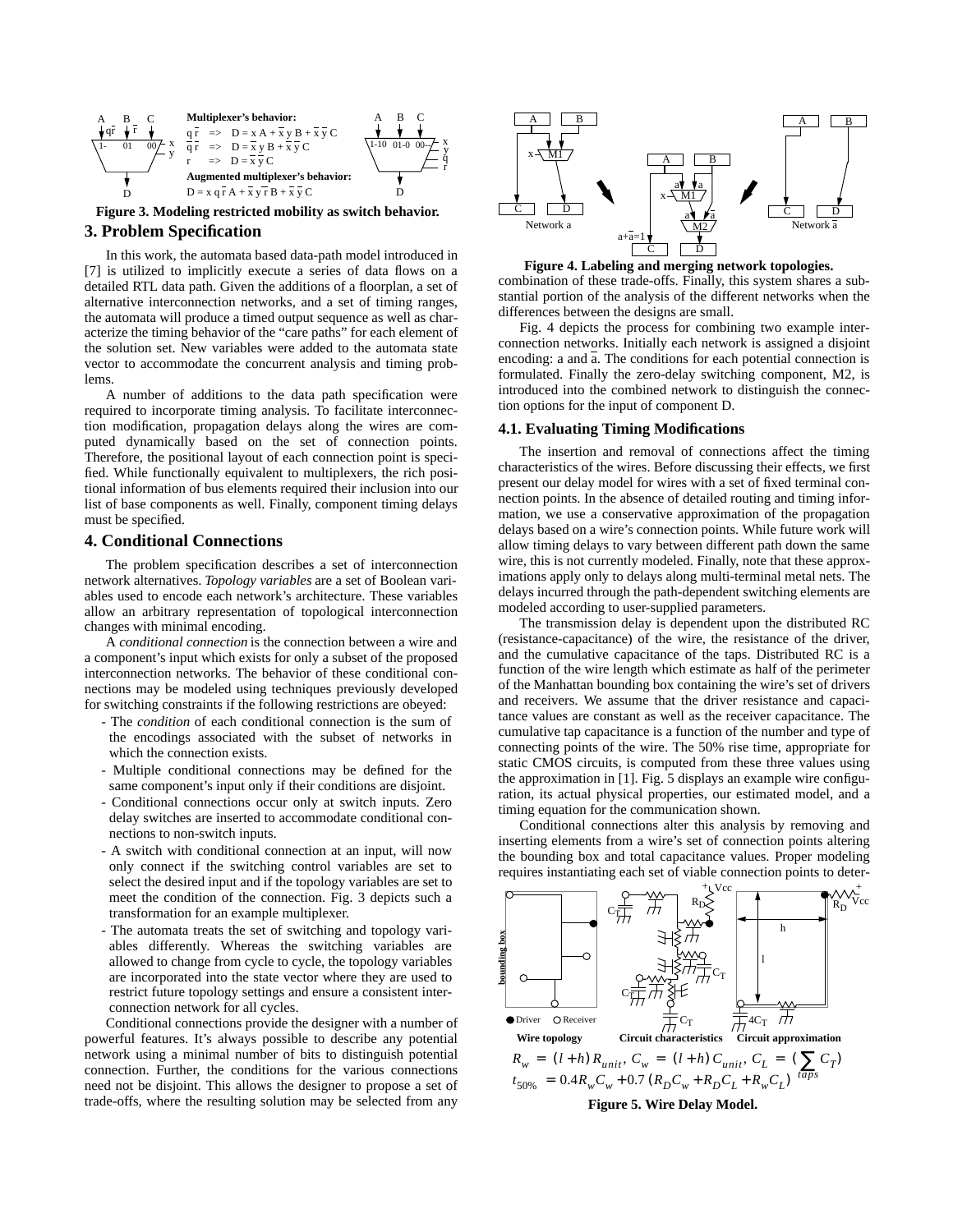Figure 3. Modeling restricted mobility as switch behavior.

## 3. Problem Specification

In this work, the automata based data-path model introduced in [7] is utilized to implicitly execute a series of data flows on a detailed RTL data path. Given the additions of a floorplan, a set of alternative interconnection networks, and a set of timing ranges, the automata will produce a timed output sequence as well as characterize the timing behavior of the "care paths" for each element of the solution set. New variables were added to the automata state vector to accommodate the concurrent analysis and timing problems.

A number of additions to the data path specification were required to incorporate timing analysis. To facilitate interconnection modification, propagation delays along the wires are computed dynamically based on the set of connection points. Therefore, the positional layout of each connection point is specified. While functionally equivalent to multiplexers, the rich positional information of bus elements required their inclusion into our list of base components as well. Finally, component timing delays must be specified.

## 4. Conditional Connections

The problem specification describes a set of interconnection network alternatives. *Topology variables* are a set of Boolean variables used to encode each network's architecture. These variables allow an arbitrary representation of topological interconnection changes with minimal encoding.

A *conditional connection* is the connection between a wire and a component's input which exists for only a subset of the proposed interconnection networks. The behavior of these conditional connections may be modeled using techniques previously developed for switching constraints if the following restrictions are obeyed:

- The *condition* of each conditional connection is the sum of the encodings associated with the subset of networks in which the connection exists.
- Multiple conditional connections may be defined for the same component's input only if their conditions are disjoint.
- Conditional connections occur only at switch inputs. Zero delay switches are inserted to accommodate conditional connections to non-switch inputs.
- A switch with conditional connection at an input, will now only connect if the switching control variables are set to select the desired input and if the topology variables are set to meet the condition of the connection. Fig. 3 depicts such a transformation for an example multiplexer.
- The automata treats the set of switching and topology variables differently. Whereas the switching variables are allowed to change from cycle to cycle, the topology variables are incorporated into the state vector where they are used to restrict future topology settings and ensure a consistent interconnection network for all cycles.

Conditional connections provide the designer with a number of powerful features. It's always possible to describe any potential network using a minimal number of bits to distinguish potential connection. Further, the conditions for the various connections need not be disjoint. This allows the designer to propose a set of trade-offs, where the resulting solution may be selected from any combination of these trade-offs. Finally, this system shares a substantial portion of the analysis of the different networks when the differences between the designs are small.

Figure 4. Labeling and merging network topologies.

Fig. 4 depicts the process for combining two example interconnection networks. Initially each network is assigned a disjoint encoding: a and $\bar{a}$. The conditions for each potential connection is formulated. Finally the zero-delay switching component, M2, is introduced into the combined network to distinguish the connection options for the input of component D.

### 4.1. Evaluating Timing Modifications

The insertion and removal of connections affect the timing characteristics of the wires. Before discussing their effects, we first present our delay model for wires with a set of fixed terminal connection points. In the absence of detailed routing and timing information, we use a conservative approximation of the propagation delays based on a wire's connection points. While future work will allow timing delays to vary between different path down the same wire, this is not currently modeled. Finally, note that these approximations apply only to delays along multi-terminal metal nets. The delays incurred through the path-dependent switching elements are modeled according to user-supplied parameters.

The transmission delay is dependent upon the distributed RC (resistance-capacitance) of the wire, the resistance of the driver, and the cumulative capacitance of the taps. Distributed RC is a function of the wire length which estimate as half of the perimeter of the Manhattan bounding box containing the wire's set of drivers and receivers. We assume that the driver resistance and capacitance values are constant as well as the receiver capacitance. The cumulative tap capacitance is a function of the number and type of connecting points of the wire. The 50% rise time, appropriate for static CMOS circuits, is computed from these three values using the approximation in [1]. Fig. 5 displays an example wire configuration, its actual physical properties, our estimated model, and a timing equation for the communication shown.

Conditional connections alter this analysis by removing and inserting elements from a wire's set of connection points altering the bounding box and total capacitance values. Proper modeling requires instantiating each set of viable connection points to deter-

$$R_w = (l+h)R_{unit},\ C_w = (l+h)C_{unit},\ C_L = \left(\sum_{taps} C_T\right)$$

$$t_{50\%} = 0.4R_wC_w + 0.7\left(R_DC_w + R_DC_L + R_wC_L\right)$$

Figure 5. Wire Delay Model.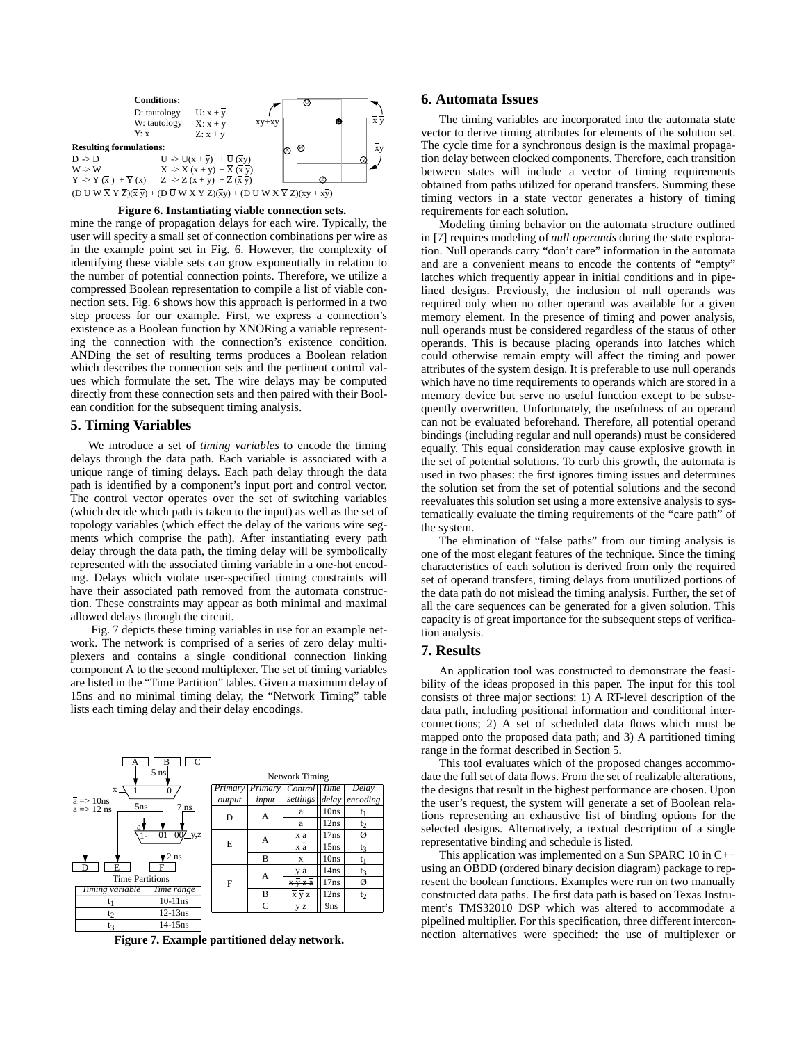Conditions:

D: tautology   U: $x + \overline{y}$

W: tautology   X: $x + y$

Y: $\overline{x}$   Z: $x + y$

Resulting formulations:

D -> D   U -> $U(x + \overline{y}) + \overline{U}(\overline{x}y)$

W -> W   X -> $X(x + y) + \overline{X}(\overline{x}\,\overline{y})$

Y -> $Y(\overline{x}) + \overline{Y}(x)$   Z -> $Z(x + y) + \overline{Z}(\overline{x}\,\overline{y})$

$(D\,U\,W\,\overline{X}\,Y\,\overline{Z})(\overline{x}\,\overline{y}) + (D\,\overline{U}\,W\,X\,Y\,Z)(\overline{x}y) + (D\,U\,W\,X\,\overline{Y}\,Z)(xy + x\overline{y})$

$xy + x\overline{y}$   $\overline{x}\,\overline{y}$   $\overline{x}y$

**Figure 6. Instantiating viable connection sets.**

mine the range of propagation delays for each wire. Typically, the user will specify a small set of connection combinations per wire as in the example point set in Fig. 6. However, the complexity of identifying these viable sets can grow exponentially in relation to the number of potential connection points. Therefore, we utilize a compressed Boolean representation to compile a list of viable connection sets. Fig. 6 shows how this approach is performed in a two step process for our example. First, we express a connection's existence as a Boolean function by XNORing a variable representing the connection with the connection's existence condition. ANDing the set of resulting terms produces a Boolean relation which describes the connection sets and the pertinent control values which formulate the set. The wire delays may be computed directly from these connection sets and then paired with their Boolean condition for the subsequent timing analysis.

## 5. Timing Variables

We introduce a set of *timing variables* to encode the timing delays through the data path. Each variable is associated with a unique range of timing delays. Each path delay through the data path is identified by a component's input port and control vector. The control vector operates over the set of switching variables (which decide which path is taken to the input) as well as the set of topology variables (which effect the delay of the various wire segments which comprise the path). After instantiating every path delay through the data path, the timing delay will be symbolically represented with the associated timing variable in a one-hot encoding. Delays which violate user-specified timing constraints will have their associated path removed from the automata construction. These constraints may appear as both minimal and maximal allowed delays through the circuit.

Fig. 7 depicts these timing variables in use for an example network. The network is comprised of a series of zero delay multiplexers and contains a single conditional connection linking component A to the second multiplexer. The set of timing variables are listed in the "Time Partition" tables. Given a maximum delay of 15ns and no minimal timing delay, the "Network Timing" table lists each timing delay and their delay encodings.

A  B  C

5 ns

x  1  0

$\overline{a}$ => 10ns

a => 12 ns

5ns  7 ns

a  1-  01  00  y,z

2 ns

D  E  F

Time Partitions

| Timing variable | Time range |
|---|---|
| $t_1$ | 10-11ns |
| $t_2$ | 12-13ns |
| $t_3$ | 14-15ns |

Network Timing

| Primary output | Primary input | Control settings | Time delay | Delay encoding |
|---|---|---|---|---|
| D | A | $\overline{a}$ | 10ns | $t_1$ |
| | | a | 12ns | $t_2$ |
| E | A | ~~x a~~ | 17ns | Ø |
| | | x $\overline{a}$ | 15ns | $t_3$ |
| | B | $\overline{x}$ | 10ns | $t_1$ |
| F | A | y a | 14ns | $t_3$ |
| | | ~~x $\overline{y}$ z $\overline{a}$~~ | 17ns | Ø |
| | B | $\overline{x}\,\overline{y}$ z | 12ns | $t_2$ |
| | C | y z | 9ns | |

**Figure 7. Example partitioned delay network.**

## 6. Automata Issues

The timing variables are incorporated into the automata state vector to derive timing attributes for elements of the solution set. The cycle time for a synchronous design is the maximal propagation delay between clocked components. Therefore, each transition between states will include a vector of timing requirements obtained from paths utilized for operand transfers. Summing these timing vectors in a state vector generates a history of timing requirements for each solution.

Modeling timing behavior on the automata structure outlined in [7] requires modeling of *null operands* during the state exploration. Null operands carry "don't care" information in the automata and are a convenient means to encode the contents of "empty" latches which frequently appear in initial conditions and in pipelined designs. Previously, the inclusion of null operands was required only when no other operand was available for a given memory element. In the presence of timing and power analysis, null operands must be considered regardless of the status of other operands. This is because placing operands into latches which could otherwise remain empty will affect the timing and power attributes of the system design. It is preferable to use null operands which have no time requirements to operands which are stored in a memory device but serve no useful function except to be subsequently overwritten. Unfortunately, the usefulness of an operand can not be evaluated beforehand. Therefore, all potential operand bindings (including regular and null operands) must be considered equally. This equal consideration may cause explosive growth in the set of potential solutions. To curb this growth, the automata is used in two phases: the first ignores timing issues and determines the solution set from the set of potential solutions and the second reevaluates this solution set using a more extensive analysis to systematically evaluate the timing requirements of the "care path" of the system.

The elimination of "false paths" from our timing analysis is one of the most elegant features of the technique. Since the timing characteristics of each solution is derived from only the required set of operand transfers, timing delays from unutilized portions of the data path do not mislead the timing analysis. Further, the set of all the care sequences can be generated for a given solution. This capacity is of great importance for the subsequent steps of verification analysis.

## 7. Results

An application tool was constructed to demonstrate the feasibility of the ideas proposed in this paper. The input for this tool consists of three major sections: 1) A RT-level description of the data path, including positional information and conditional interconnections; 2) A set of scheduled data flows which must be mapped onto the proposed data path; and 3) A partitioned timing range in the format described in Section 5.

This tool evaluates which of the proposed changes accommodate the full set of data flows. From the set of realizable alterations, the designs that result in the highest performance are chosen. Upon the user's request, the system will generate a set of Boolean relations representing an exhaustive list of binding options for the selected designs. Alternatively, a textual description of a single representative binding and schedule is listed.

This application was implemented on a Sun SPARC 10 in C++ using an OBDD (ordered binary decision diagram) package to represent the boolean functions. Examples were run on two manually constructed data paths. The first data path is based on Texas Instrument's TMS32010 DSP which was altered to accommodate a pipelined multiplier. For this specification, three different interconnection alternatives were specified: the use of multiplexer or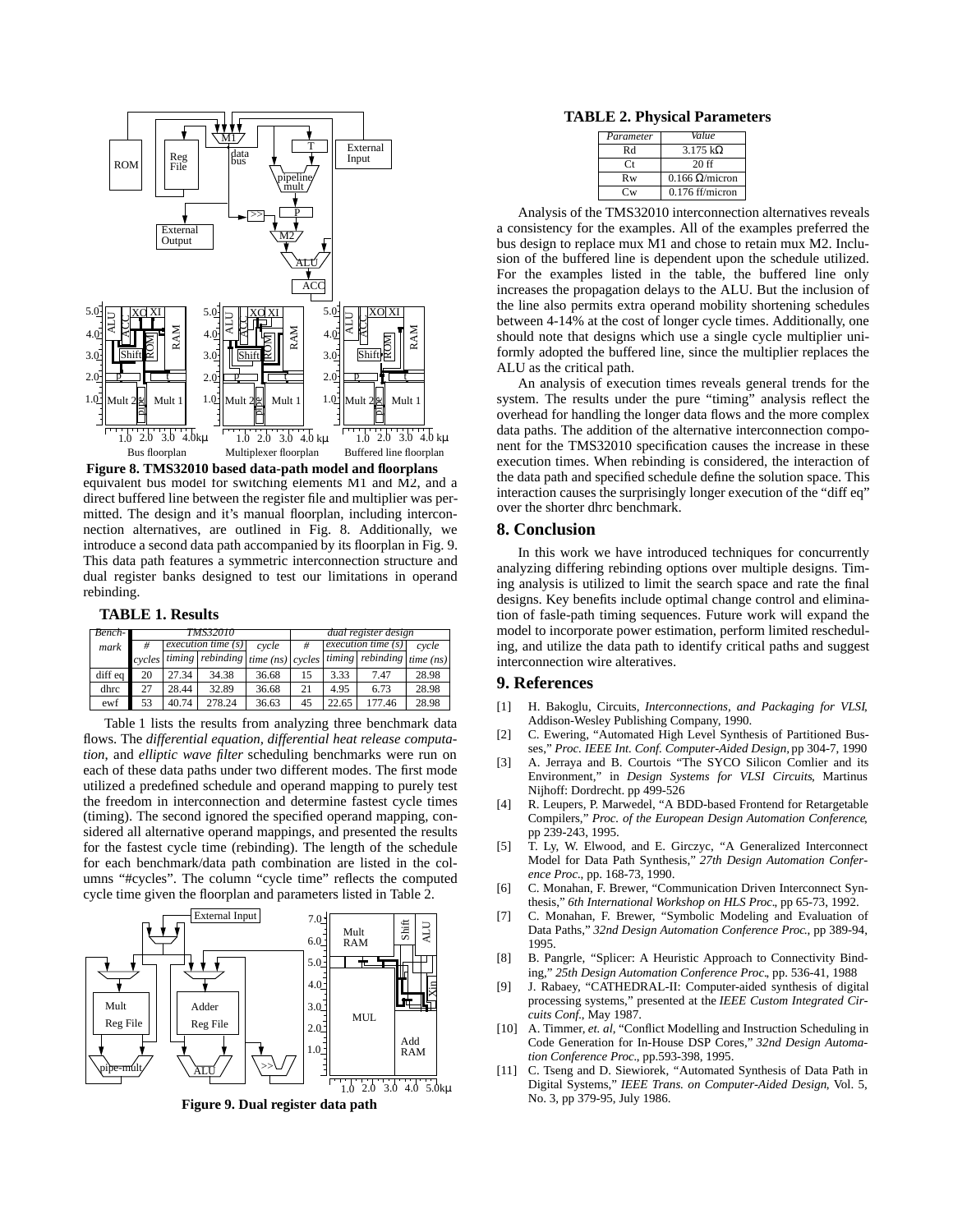ROM

Reg File

M1

data bus

T

External Input

pipeline mult

External Output

>>

P

M2

ALU

ACC

5.0 4.0 3.0 2.0 1.0

ALU ACC XO XI ROM RAM Shift P Mult 2 pipe Mult 1

1.0 2.0 3.0 4.0kμ

Bus floorplan

Multiplexer floorplan

Buffered line floorplan

**Figure 8. TMS32010 based data-path model and floorplans**

equivalent bus model for switching elements M1 and M2, and a direct buffered line between the register file and multiplier was permitted. The design and it's manual floorplan, including interconnection alternatives, are outlined in Fig. 8. Additionally, we introduce a second data path accompanied by its floorplan in Fig. 9. This data path features a symmetric interconnection structure and dual register banks designed to test our limitations in operand rebinding.

**TABLE 1. Results**

| *Bench-mark* | *TMS32010* | | | | *dual register design* | | | |
|---|---|---|---|---|---|---|---|---|
| | *#* | *execution time (s)* | | *cycle* | *#* | *execution time (s)* | | *cycle* |
| | *cycles* | *timing* | *rebinding* | *time (ns)* | *cycles* | *timing* | *rebinding* | *time (ns)* |
| diff eq | 20 | 27.34 | 34.38 | 36.68 | 15 | 3.33 | 7.47 | 28.98 |
| dhrc | 27 | 28.44 | 32.89 | 36.68 | 21 | 4.95 | 6.73 | 28.98 |
| ewf | 53 | 40.74 | 278.24 | 36.63 | 45 | 22.65 | 177.46 | 28.98 |

Table 1 lists the results from analyzing three benchmark data flows. The *differential equation, differential heat release computation*, and *elliptic wave filter* scheduling benchmarks were run on each of these data paths under two different modes. The first mode utilized a predefined schedule and operand mapping to purely test the freedom in interconnection and determine fastest cycle times (timing). The second ignored the specified operand mapping, considered all alternative operand mappings, and presented the results for the fastest cycle time (rebinding). The length of the schedule for each benchmark/data path combination are listed in the columns "#cycles". The column "cycle time" reflects the computed cycle time given the floorplan and parameters listed in Table 2.

External Input

Mult Reg File

Adder Reg File

pipe-mult

ALU

>>

7.0 6.0 5.0 4.0 3.0 2.0 1.0

Mult RAM Shift ALU Xin MUL Add RAM

1.0 2.0 3.0 4.0 5.0kμ

**Figure 9. Dual register data path**

**TABLE 2. Physical Parameters**

| *Parameter* | *Value* |
|---|---|
| Rd | 3.175 kΩ |
| Ct | 20 ff |
| Rw | 0.166 Ω/micron |
| Cw | 0.176 ff/micron |

Analysis of the TMS32010 interconnection alternatives reveals a consistency for the examples. All of the examples preferred the bus design to replace mux M1 and chose to retain mux M2. Inclusion of the buffered line is dependent upon the schedule utilized. For the examples listed in the table, the buffered line only increases the propagation delays to the ALU. But the inclusion of the line also permits extra operand mobility shortening schedules between 4-14% at the cost of longer cycle times. Additionally, one should note that designs which use a single cycle multiplier uniformly adopted the buffered line, since the multiplier replaces the ALU as the critical path.

An analysis of execution times reveals general trends for the system. The results under the pure "timing" analysis reflect the overhead for handling the longer data flows and the more complex data paths. The addition of the alternative interconnection component for the TMS32010 specification causes the increase in these execution times. When rebinding is considered, the interaction of the data path and specified schedule define the solution space. This interaction causes the surprisingly longer execution of the "diff eq" over the shorter dhrc benchmark.

## 8. Conclusion

In this work we have introduced techniques for concurrently analyzing differing rebinding options over multiple designs. Timing analysis is utilized to limit the search space and rate the final designs. Key benefits include optimal change control and elimination of fasle-path timing sequences. Future work will expand the model to incorporate power estimation, perform limited rescheduling, and utilize the data path to identify critical paths and suggest interconnection wire alteratives.

## 9. References

[1] H. Bakoglu, Circuits, *Interconnections, and Packaging for VLSI*, Addison-Wesley Publishing Company, 1990.

[2] C. Ewering, "Automated High Level Synthesis of Partitioned Busses," *Proc. IEEE Int. Conf. Computer-Aided Design*, pp 304-7, 1990

[3] A. Jerraya and B. Courtois "The SYCO Silicon Comlier and its Environment," in *Design Systems for VLSI Circuits*, Martinus Nijhoff: Dordrecht. pp 499-526

[4] R. Leupers, P. Marwedel, "A BDD-based Frontend for Retargetable Compilers," *Proc. of the European Design Automation Conference*, pp 239-243, 1995.

[5] T. Ly, W. Elwood, and E. Girczyc, "A Generalized Interconnect Model for Data Path Synthesis," *27th Design Automation Conference Proc.*, pp. 168-73, 1990.

[6] C. Monahan, F. Brewer, "Communication Driven Interconnect Synthesis," *6th International Workshop on HLS Proc*, pp 65-73, 1992.

[7] C. Monahan, F. Brewer, "Symbolic Modeling and Evaluation of Data Paths," *32nd Design Automation Conference Proc.*, pp 389-94, 1995.

[8] B. Pangrle, "Splicer: A Heuristic Approach to Connectivity Binding," *25th Design Automation Conference Proc.*, pp. 536-41, 1988

[9] J. Rabaey, "CATHEDRAL-II: Computer-aided synthesis of digital processing systems," presented at the *IEEE Custom Integrated Circuits Conf.*, May 1987.

[10] A. Timmer, *et. al*, "Conflict Modelling and Instruction Scheduling in Code Generation for In-House DSP Cores," *32nd Design Automation Conference Proc.*, pp.593-398, 1995.

[11] C. Tseng and D. Siewiorek, "Automated Synthesis of Data Path in Digital Systems," *IEEE Trans. on Computer-Aided Design*, Vol. 5, No. 3, pp 379-95, July 1986.